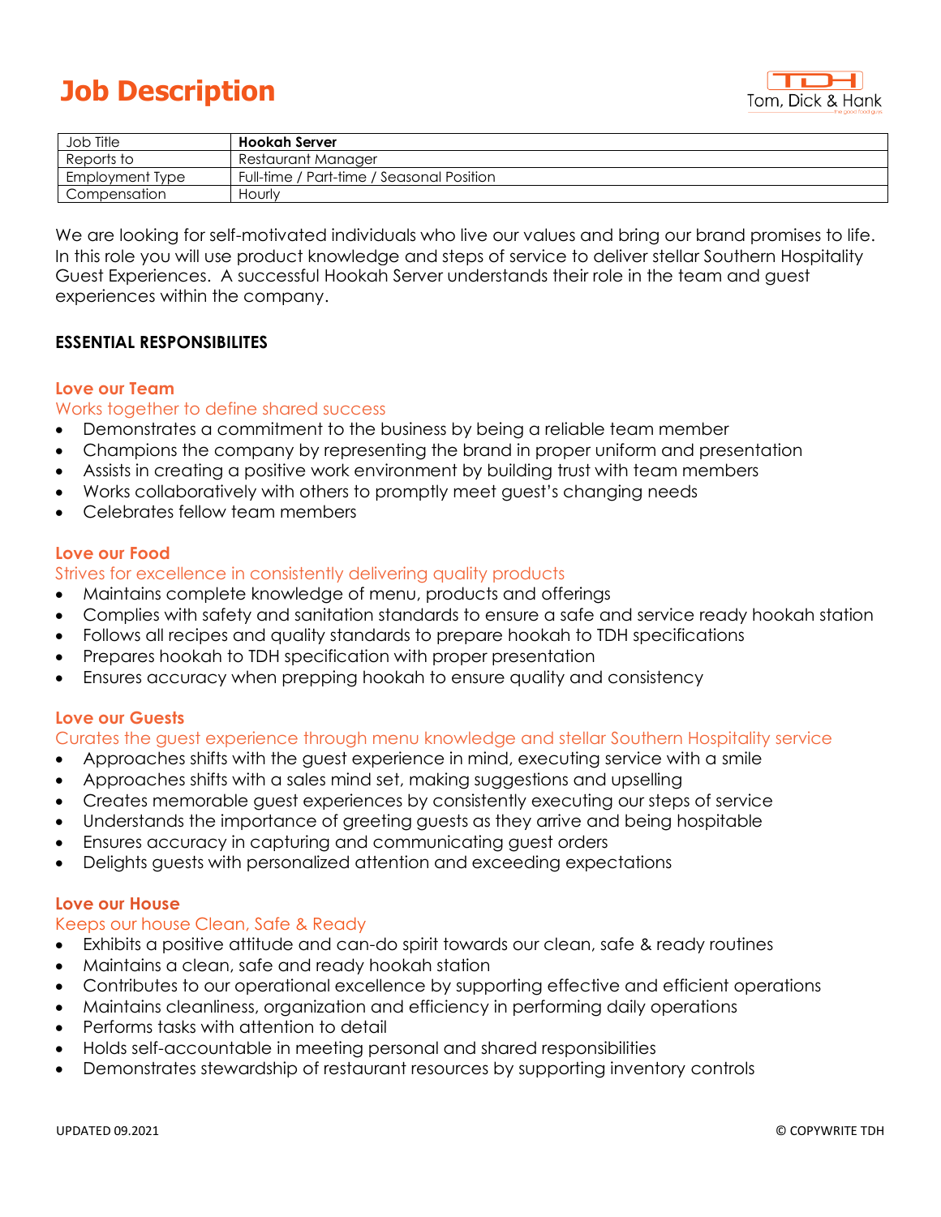# Job Description

Tom, Dick & Hank

| Job Title | **Hookah Server** |
|---|---|
| Reports to | Restaurant Manager |
| Employment Type | Full-time / Part-time / Seasonal Position |
| Compensation | Hourly |

We are looking for self-motivated individuals who live our values and bring our brand promises to life. In this role you will use product knowledge and steps of service to deliver stellar Southern Hospitality Guest Experiences. A successful Hookah Server understands their role in the team and guest experiences within the company.

## ESSENTIAL RESPONSIBILITES

### Love our Team

Works together to define shared success

- Demonstrates a commitment to the business by being a reliable team member
- Champions the company by representing the brand in proper uniform and presentation
- Assists in creating a positive work environment by building trust with team members
- Works collaboratively with others to promptly meet guest's changing needs
- Celebrates fellow team members

### Love our Food

Strives for excellence in consistently delivering quality products

- Maintains complete knowledge of menu, products and offerings
- Complies with safety and sanitation standards to ensure a safe and service ready hookah station
- Follows all recipes and quality standards to prepare hookah to TDH specifications
- Prepares hookah to TDH specification with proper presentation
- Ensures accuracy when prepping hookah to ensure quality and consistency

### Love our Guests

Curates the guest experience through menu knowledge and stellar Southern Hospitality service

- Approaches shifts with the guest experience in mind, executing service with a smile
- Approaches shifts with a sales mind set, making suggestions and upselling
- Creates memorable guest experiences by consistently executing our steps of service
- Understands the importance of greeting guests as they arrive and being hospitable
- Ensures accuracy in capturing and communicating guest orders
- Delights guests with personalized attention and exceeding expectations

### Love our House

Keeps our house Clean, Safe & Ready

- Exhibits a positive attitude and can-do spirit towards our clean, safe & ready routines
- Maintains a clean, safe and ready hookah station
- Contributes to our operational excellence by supporting effective and efficient operations
- Maintains cleanliness, organization and efficiency in performing daily operations
- Performs tasks with attention to detail
- Holds self-accountable in meeting personal and shared responsibilities
- Demonstrates stewardship of restaurant resources by supporting inventory controls

UPDATED 09.2021 © COPYWRITE TDH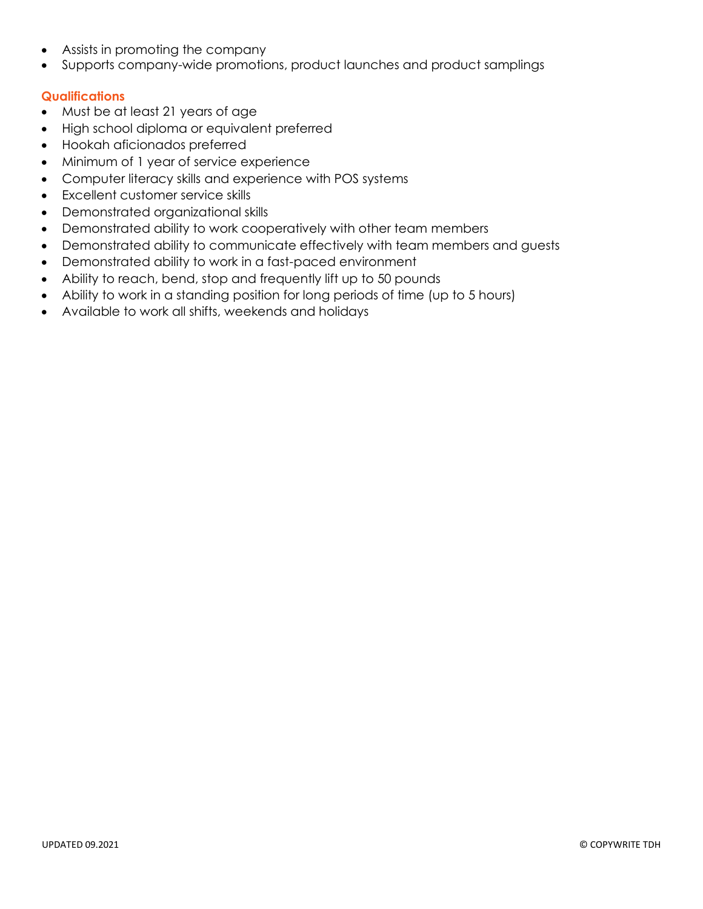- Assists in promoting the company
- Supports company-wide promotions, product launches and product samplings

### Qualifications

- Must be at least 21 years of age
- High school diploma or equivalent preferred
- Hookah aficionados preferred
- Minimum of 1 year of service experience
- Computer literacy skills and experience with POS systems
- Excellent customer service skills
- Demonstrated organizational skills
- Demonstrated ability to work cooperatively with other team members
- Demonstrated ability to communicate effectively with team members and guests
- Demonstrated ability to work in a fast-paced environment
- Ability to reach, bend, stop and frequently lift up to 50 pounds
- Ability to work in a standing position for long periods of time (up to 5 hours)
- Available to work all shifts, weekends and holidays

UPDATED 09.2021

© COPYWRITE TDH